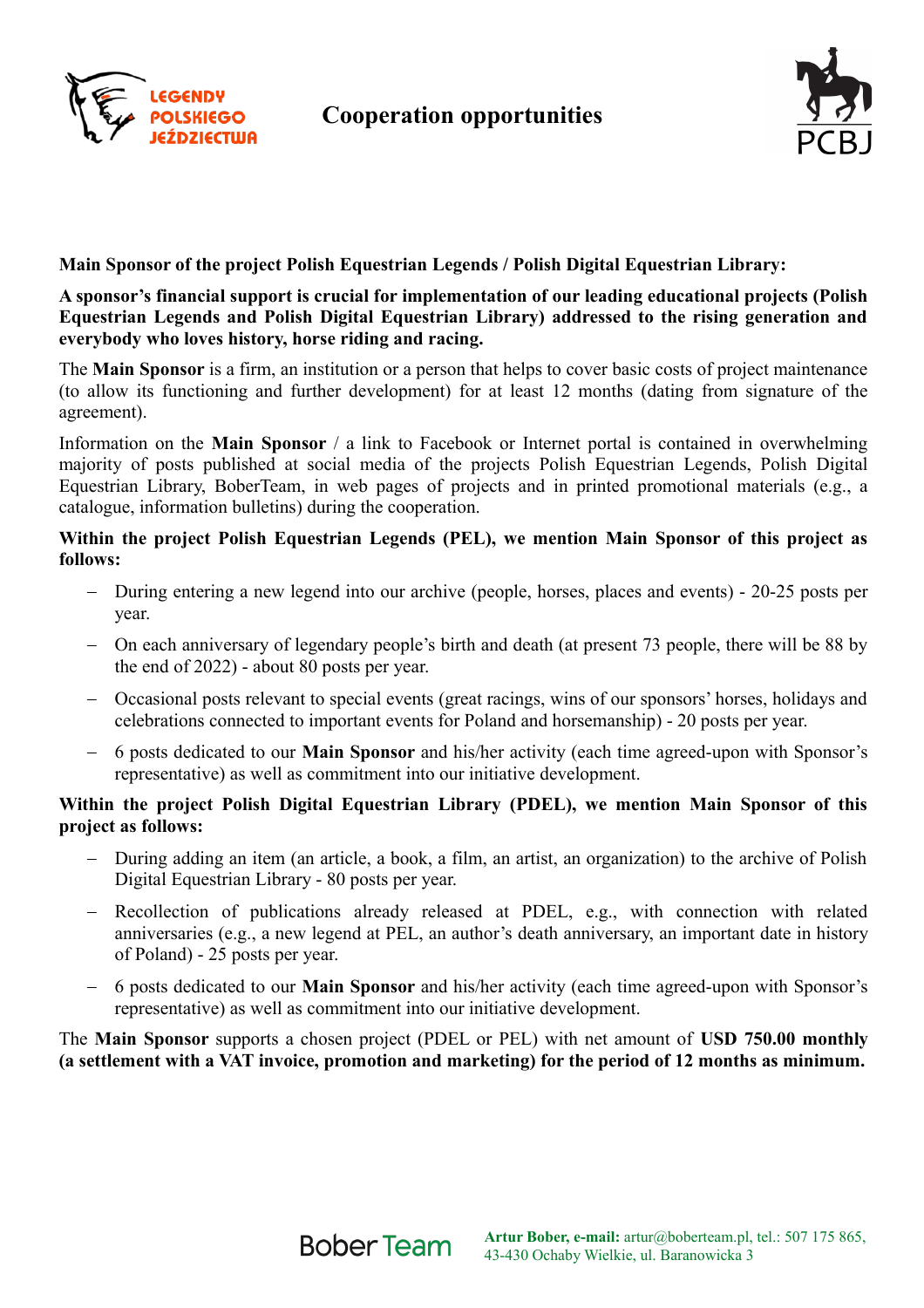# Cooperation opportunities

**Main Sponsor of the project Polish Equestrian Legends / Polish Digital Equestrian Library:**

**A sponsor's financial support is crucial for implementation of our leading educational projects (Polish Equestrian Legends and Polish Digital Equestrian Library) addressed to the rising generation and everybody who loves history, horse riding and racing.**

The **Main Sponsor** is a firm, an institution or a person that helps to cover basic costs of project maintenance (to allow its functioning and further development) for at least 12 months (dating from signature of the agreement).

Information on the **Main Sponsor** / a link to Facebook or Internet portal is contained in overwhelming majority of posts published at social media of the projects Polish Equestrian Legends, Polish Digital Equestrian Library, BoberTeam, in web pages of projects and in printed promotional materials (e.g., a catalogue, information bulletins) during the cooperation.

**Within the project Polish Equestrian Legends (PEL), we mention Main Sponsor of this project as follows:**

- During entering a new legend into our archive (people, horses, places and events) - 20-25 posts per year.
- On each anniversary of legendary people's birth and death (at present 73 people, there will be 88 by the end of 2022) - about 80 posts per year.
- Occasional posts relevant to special events (great racings, wins of our sponsors' horses, holidays and celebrations connected to important events for Poland and horsemanship) - 20 posts per year.
- 6 posts dedicated to our **Main Sponsor** and his/her activity (each time agreed-upon with Sponsor's representative) as well as commitment into our initiative development.

**Within the project Polish Digital Equestrian Library (PDEL), we mention Main Sponsor of this project as follows:**

- During adding an item (an article, a book, a film, an artist, an organization) to the archive of Polish Digital Equestrian Library - 80 posts per year.
- Recollection of publications already released at PDEL, e.g., with connection with related anniversaries (e.g., a new legend at PEL, an author's death anniversary, an important date in history of Poland) - 25 posts per year.
- 6 posts dedicated to our **Main Sponsor** and his/her activity (each time agreed-upon with Sponsor's representative) as well as commitment into our initiative development.

The **Main Sponsor** supports a chosen project (PDEL or PEL) with net amount of **USD 750.00 monthly (a settlement with a VAT invoice, promotion and marketing) for the period of 12 months as minimum.**

Bober Team

**Artur Bober, e-mail:** artur@boberteam.pl, tel.: 507 175 865, 43-430 Ochaby Wielkie, ul. Baranowicka 3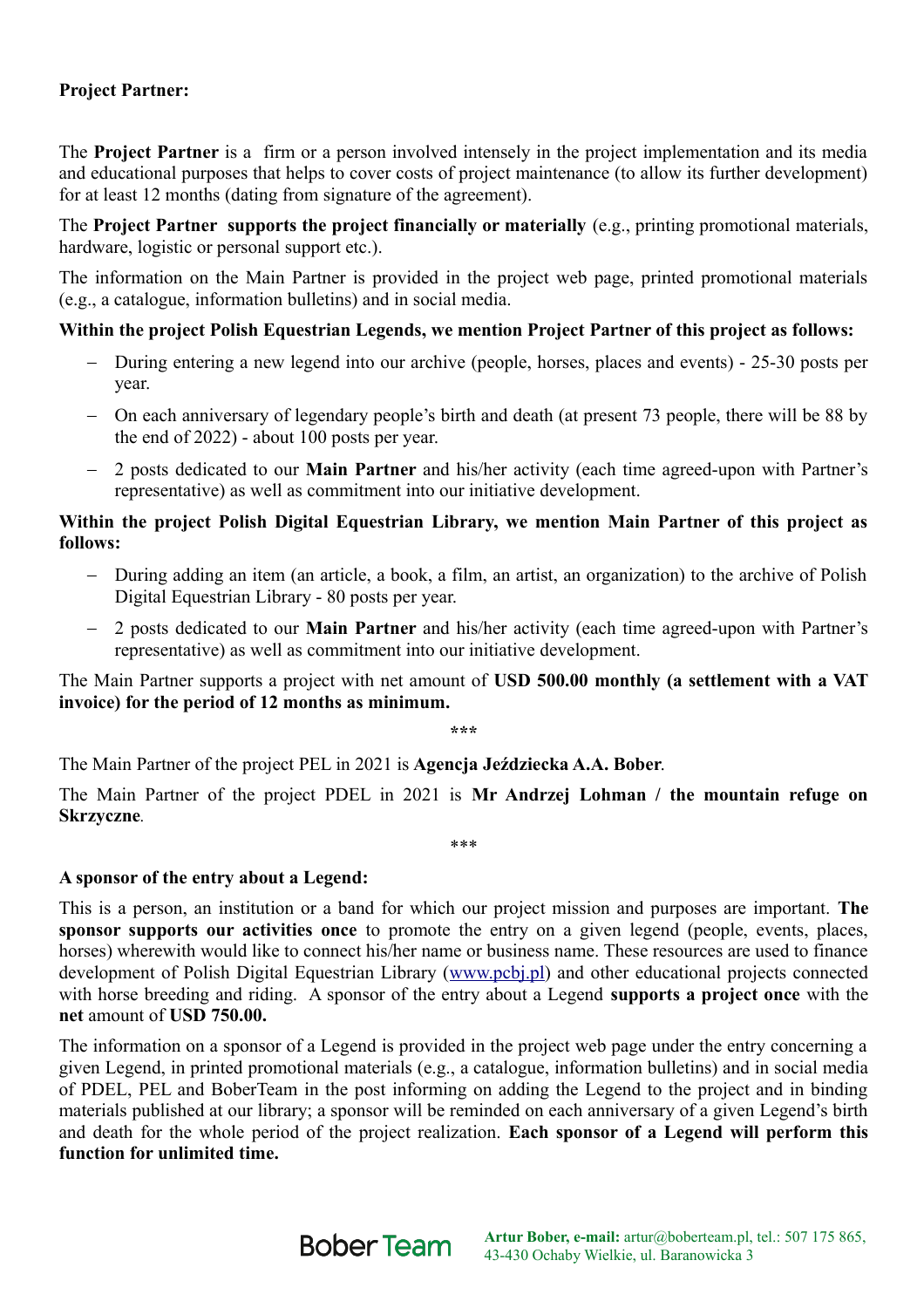**Project Partner:**

The **Project Partner** is a firm or a person involved intensely in the project implementation and its media and educational purposes that helps to cover costs of project maintenance (to allow its further development) for at least 12 months (dating from signature of the agreement).

The **Project Partner supports the project financially or materially** (e.g., printing promotional materials, hardware, logistic or personal support etc.).

The information on the Main Partner is provided in the project web page, printed promotional materials (e.g., a catalogue, information bulletins) and in social media.

**Within the project Polish Equestrian Legends, we mention Project Partner of this project as follows:**

- During entering a new legend into our archive (people, horses, places and events) - 25-30 posts per year.
- On each anniversary of legendary people's birth and death (at present 73 people, there will be 88 by the end of 2022) - about 100 posts per year.
- 2 posts dedicated to our **Main Partner** and his/her activity (each time agreed-upon with Partner's representative) as well as commitment into our initiative development.

**Within the project Polish Digital Equestrian Library, we mention Main Partner of this project as follows:**

- During adding an item (an article, a book, a film, an artist, an organization) to the archive of Polish Digital Equestrian Library - 80 posts per year.
- 2 posts dedicated to our **Main Partner** and his/her activity (each time agreed-upon with Partner's representative) as well as commitment into our initiative development.

The Main Partner supports a project with net amount of **USD 500.00 monthly (a settlement with a VAT invoice) for the period of 12 months as minimum.**

***

The Main Partner of the project PEL in 2021 is **Agencja Jeździecka A.A. Bober**.

The Main Partner of the project PDEL in 2021 is **Mr Andrzej Lohman / the mountain refuge on Skrzyczne**.

***

**A sponsor of the entry about a Legend:**

This is a person, an institution or a band for which our project mission and purposes are important. **The sponsor supports our activities once** to promote the entry on a given legend (people, events, places, horses) wherewith would like to connect his/her name or business name. These resources are used to finance development of Polish Digital Equestrian Library (www.pcbj.pl) and other educational projects connected with horse breeding and riding. A sponsor of the entry about a Legend **supports a project once** with the **net** amount of **USD 750.00.**

The information on a sponsor of a Legend is provided in the project web page under the entry concerning a given Legend, in printed promotional materials (e.g., a catalogue, information bulletins) and in social media of PDEL, PEL and BoberTeam in the post informing on adding the Legend to the project and in binding materials published at our library; a sponsor will be reminded on each anniversary of a given Legend's birth and death for the whole period of the project realization. **Each sponsor of a Legend will perform this function for unlimited time.**

BoberTeam **Artur Bober, e-mail:** artur@boberteam.pl, tel.: 507 175 865, 43-430 Ochaby Wielkie, ul. Baranowicka 3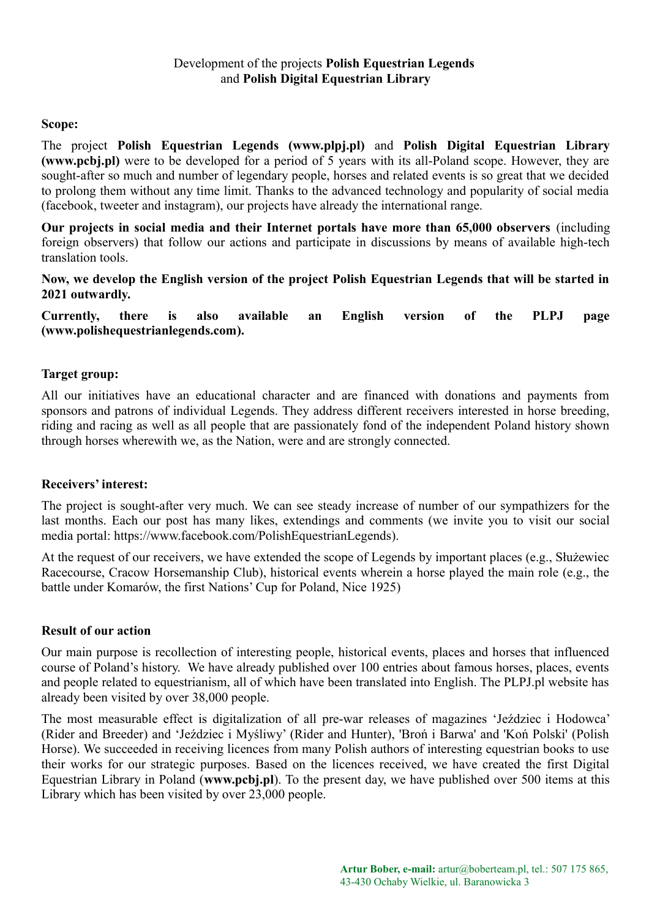Development of the projects **Polish Equestrian Legends** and **Polish Digital Equestrian Library**

**Scope:**

The project **Polish Equestrian Legends (www.plpj.pl)** and **Polish Digital Equestrian Library (www.pcbj.pl)** were to be developed for a period of 5 years with its all-Poland scope. However, they are sought-after so much and number of legendary people, horses and related events is so great that we decided to prolong them without any time limit. Thanks to the advanced technology and popularity of social media (facebook, tweeter and instagram), our projects have already the international range.

**Our projects in social media and their Internet portals have more than 65,000 observers** (including foreign observers) that follow our actions and participate in discussions by means of available high-tech translation tools.

**Now, we develop the English version of the project Polish Equestrian Legends that will be started in 2021 outwardly.**

**Currently, there is also available an English version of the PLPJ page (www.polishequestrianlegends.com).**

**Target group:**

All our initiatives have an educational character and are financed with donations and payments from sponsors and patrons of individual Legends. They address different receivers interested in horse breeding, riding and racing as well as all people that are passionately fond of the independent Poland history shown through horses wherewith we, as the Nation, were and are strongly connected.

**Receivers' interest:**

The project is sought-after very much. We can see steady increase of number of our sympathizers for the last months. Each our post has many likes, extendings and comments (we invite you to visit our social media portal: https://www.facebook.com/PolishEquestrianLegends).

At the request of our receivers, we have extended the scope of Legends by important places (e.g., Służewiec Racecourse, Cracow Horsemanship Club), historical events wherein a horse played the main role (e.g., the battle under Komarów, the first Nations' Cup for Poland, Nice 1925)

**Result of our action**

Our main purpose is recollection of interesting people, historical events, places and horses that influenced course of Poland's history. We have already published over 100 entries about famous horses, places, events and people related to equestrianism, all of which have been translated into English. The PLPJ.pl website has already been visited by over 38,000 people.

The most measurable effect is digitalization of all pre-war releases of magazines 'Jeździec i Hodowca' (Rider and Breeder) and 'Jeździec i Myśliwy' (Rider and Hunter), 'Broń i Barwa' and 'Koń Polski' (Polish Horse). We succeeded in receiving licences from many Polish authors of interesting equestrian books to use their works for our strategic purposes. Based on the licences received, we have created the first Digital Equestrian Library in Poland (**www.pcbj.pl**). To the present day, we have published over 500 items at this Library which has been visited by over 23,000 people.

**Artur Bober, e-mail:** artur@boberteam.pl, tel.: 507 175 865,
43-430 Ochaby Wielkie, ul. Baranowicka 3